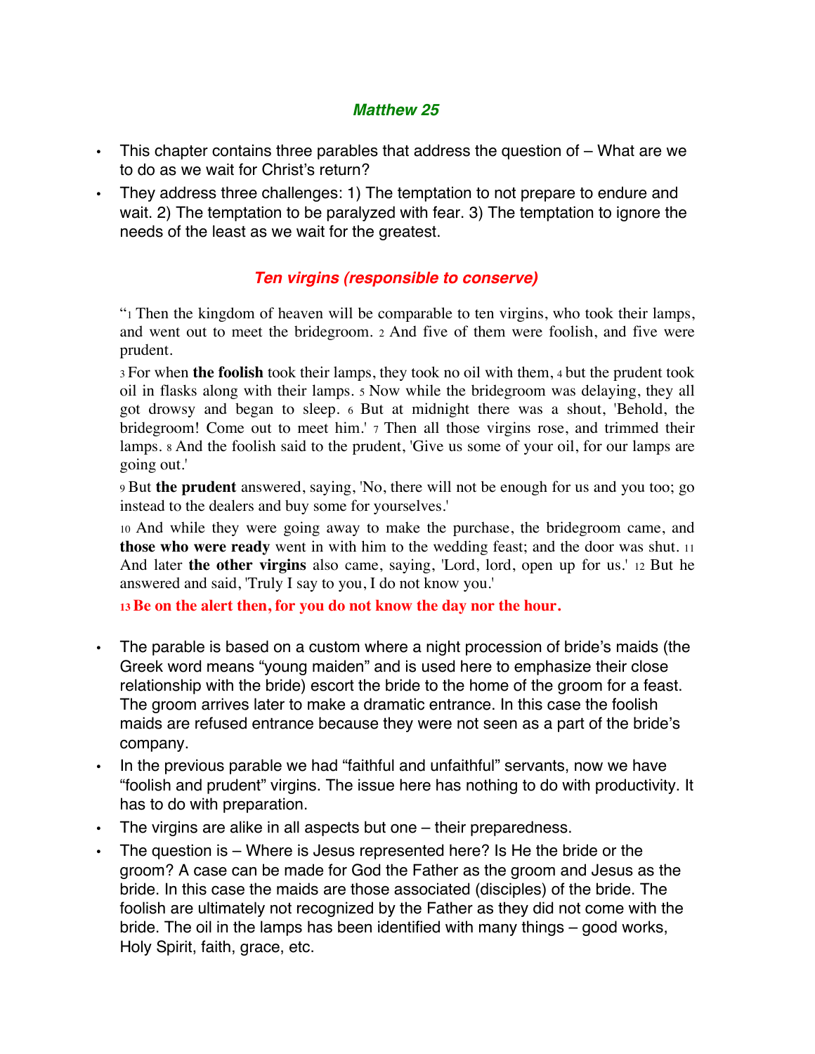## *Matthew 25*

- This chapter contains three parables that address the question of – What are we to do as we wait for Christ's return?
- They address three challenges: 1) The temptation to not prepare to endure and wait. 2) The temptation to be paralyzed with fear. 3) The temptation to ignore the needs of the least as we wait for the greatest.

### *Ten virgins (responsible to conserve)*

"1 Then the kingdom of heaven will be comparable to ten virgins, who took their lamps, and went out to meet the bridegroom. 2 And five of them were foolish, and five were prudent.

3 For when **the foolish** took their lamps, they took no oil with them, 4 but the prudent took oil in flasks along with their lamps. 5 Now while the bridegroom was delaying, they all got drowsy and began to sleep. 6 But at midnight there was a shout, 'Behold, the bridegroom! Come out to meet him.' 7 Then all those virgins rose, and trimmed their lamps. 8 And the foolish said to the prudent, 'Give us some of your oil, for our lamps are going out.'

9 But **the prudent** answered, saying, 'No, there will not be enough for us and you too; go instead to the dealers and buy some for yourselves.'

10 And while they were going away to make the purchase, the bridegroom came, and **those who were ready** went in with him to the wedding feast; and the door was shut. 11 And later **the other virgins** also came, saying, 'Lord, lord, open up for us.' 12 But he answered and said, 'Truly I say to you, I do not know you.'

**13 Be on the alert then, for you do not know the day nor the hour.**

- The parable is based on a custom where a night procession of bride's maids (the Greek word means "young maiden" and is used here to emphasize their close relationship with the bride) escort the bride to the home of the groom for a feast. The groom arrives later to make a dramatic entrance. In this case the foolish maids are refused entrance because they were not seen as a part of the bride's company.
- In the previous parable we had "faithful and unfaithful" servants, now we have "foolish and prudent" virgins. The issue here has nothing to do with productivity. It has to do with preparation.
- The virgins are alike in all aspects but one – their preparedness.
- The question is – Where is Jesus represented here? Is He the bride or the groom? A case can be made for God the Father as the groom and Jesus as the bride. In this case the maids are those associated (disciples) of the bride. The foolish are ultimately not recognized by the Father as they did not come with the bride. The oil in the lamps has been identified with many things – good works, Holy Spirit, faith, grace, etc.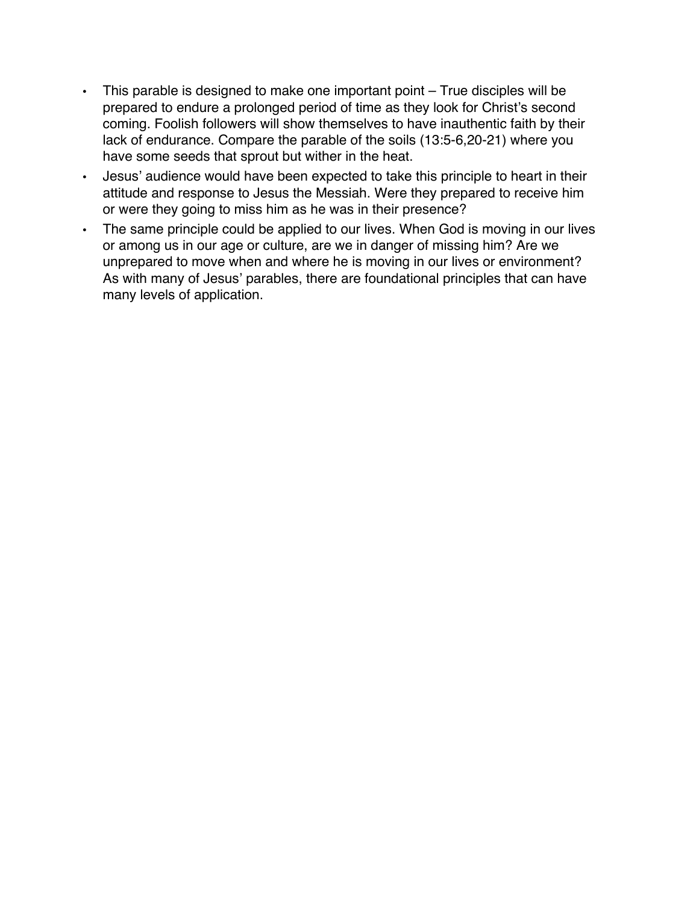- This parable is designed to make one important point – True disciples will be prepared to endure a prolonged period of time as they look for Christ's second coming. Foolish followers will show themselves to have inauthentic faith by their lack of endurance. Compare the parable of the soils (13:5-6,20-21) where you have some seeds that sprout but wither in the heat.
- Jesus' audience would have been expected to take this principle to heart in their attitude and response to Jesus the Messiah. Were they prepared to receive him or were they going to miss him as he was in their presence?
- The same principle could be applied to our lives. When God is moving in our lives or among us in our age or culture, are we in danger of missing him? Are we unprepared to move when and where he is moving in our lives or environment? As with many of Jesus' parables, there are foundational principles that can have many levels of application.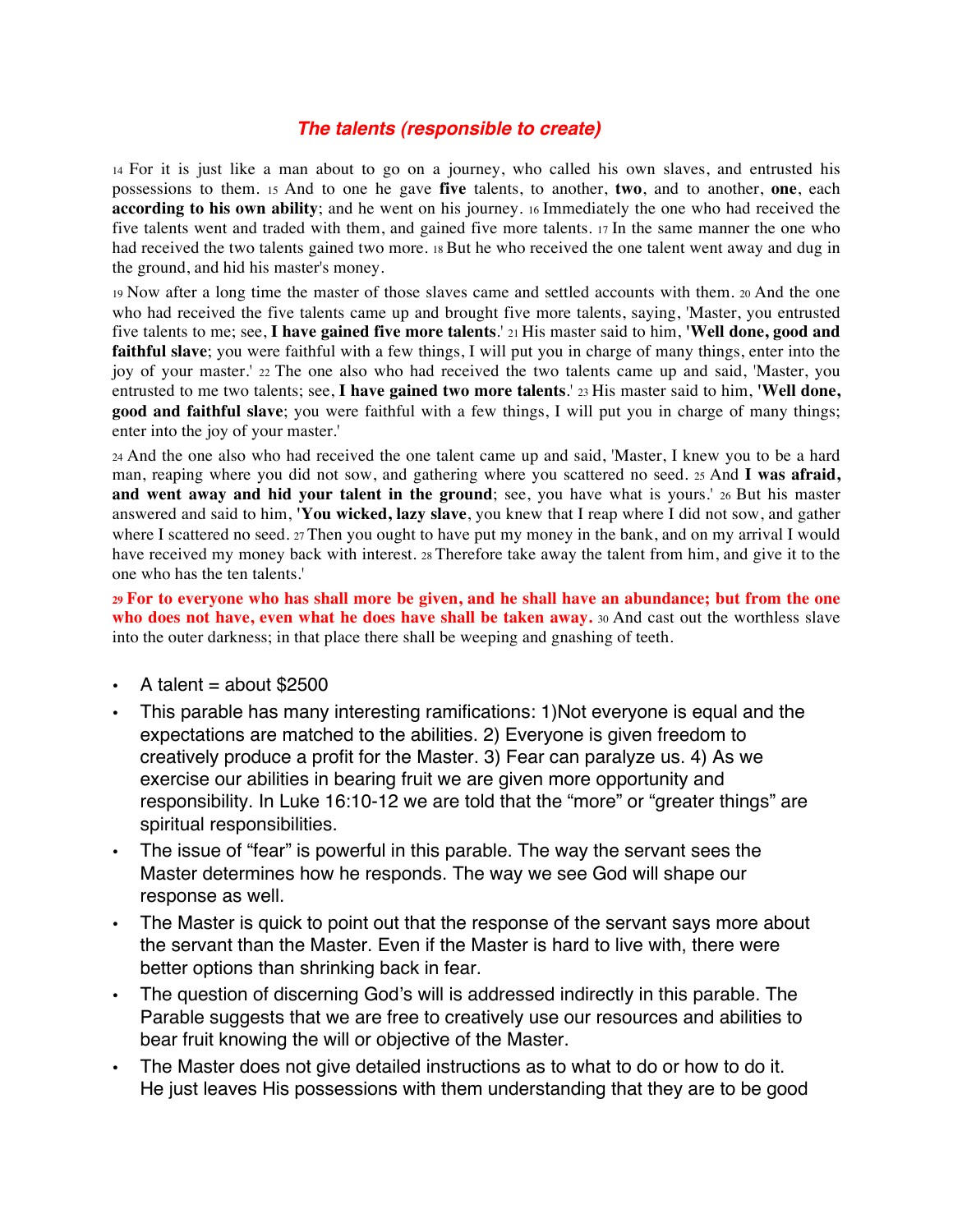## *The talents (responsible to create)*

14 For it is just like a man about to go on a journey, who called his own slaves, and entrusted his possessions to them. 15 And to one he gave **five** talents, to another, **two**, and to another, **one**, each **according to his own ability**; and he went on his journey. 16 Immediately the one who had received the five talents went and traded with them, and gained five more talents. 17 In the same manner the one who had received the two talents gained two more. 18 But he who received the one talent went away and dug in the ground, and hid his master's money.

19 Now after a long time the master of those slaves came and settled accounts with them. 20 And the one who had received the five talents came up and brought five more talents, saying, 'Master, you entrusted five talents to me; see, **I have gained five more talents**.' 21 His master said to him, **'Well done, good and faithful slave**; you were faithful with a few things, I will put you in charge of many things, enter into the joy of your master.' 22 The one also who had received the two talents came up and said, 'Master, you entrusted to me two talents; see, **I have gained two more talents**.' 23 His master said to him, **'Well done, good and faithful slave**; you were faithful with a few things, I will put you in charge of many things; enter into the joy of your master.'

24 And the one also who had received the one talent came up and said, 'Master, I knew you to be a hard man, reaping where you did not sow, and gathering where you scattered no seed. 25 And **I was afraid, and went away and hid your talent in the ground**; see, you have what is yours.' 26 But his master answered and said to him, **'You wicked, lazy slave**, you knew that I reap where I did not sow, and gather where I scattered no seed. 27 Then you ought to have put my money in the bank, and on my arrival I would have received my money back with interest. 28 Therefore take away the talent from him, and give it to the one who has the ten talents.'

**29 For to everyone who has shall more be given, and he shall have an abundance; but from the one who does not have, even what he does have shall be taken away.** 30 And cast out the worthless slave into the outer darkness; in that place there shall be weeping and gnashing of teeth.

- A talent = about $2500
- This parable has many interesting ramifications: 1)Not everyone is equal and the expectations are matched to the abilities. 2) Everyone is given freedom to creatively produce a profit for the Master. 3) Fear can paralyze us. 4) As we exercise our abilities in bearing fruit we are given more opportunity and responsibility. In Luke 16:10-12 we are told that the "more" or "greater things" are spiritual responsibilities.
- The issue of "fear" is powerful in this parable. The way the servant sees the Master determines how he responds. The way we see God will shape our response as well.
- The Master is quick to point out that the response of the servant says more about the servant than the Master. Even if the Master is hard to live with, there were better options than shrinking back in fear.
- The question of discerning God's will is addressed indirectly in this parable. The Parable suggests that we are free to creatively use our resources and abilities to bear fruit knowing the will or objective of the Master.
- The Master does not give detailed instructions as to what to do or how to do it. He just leaves His possessions with them understanding that they are to be good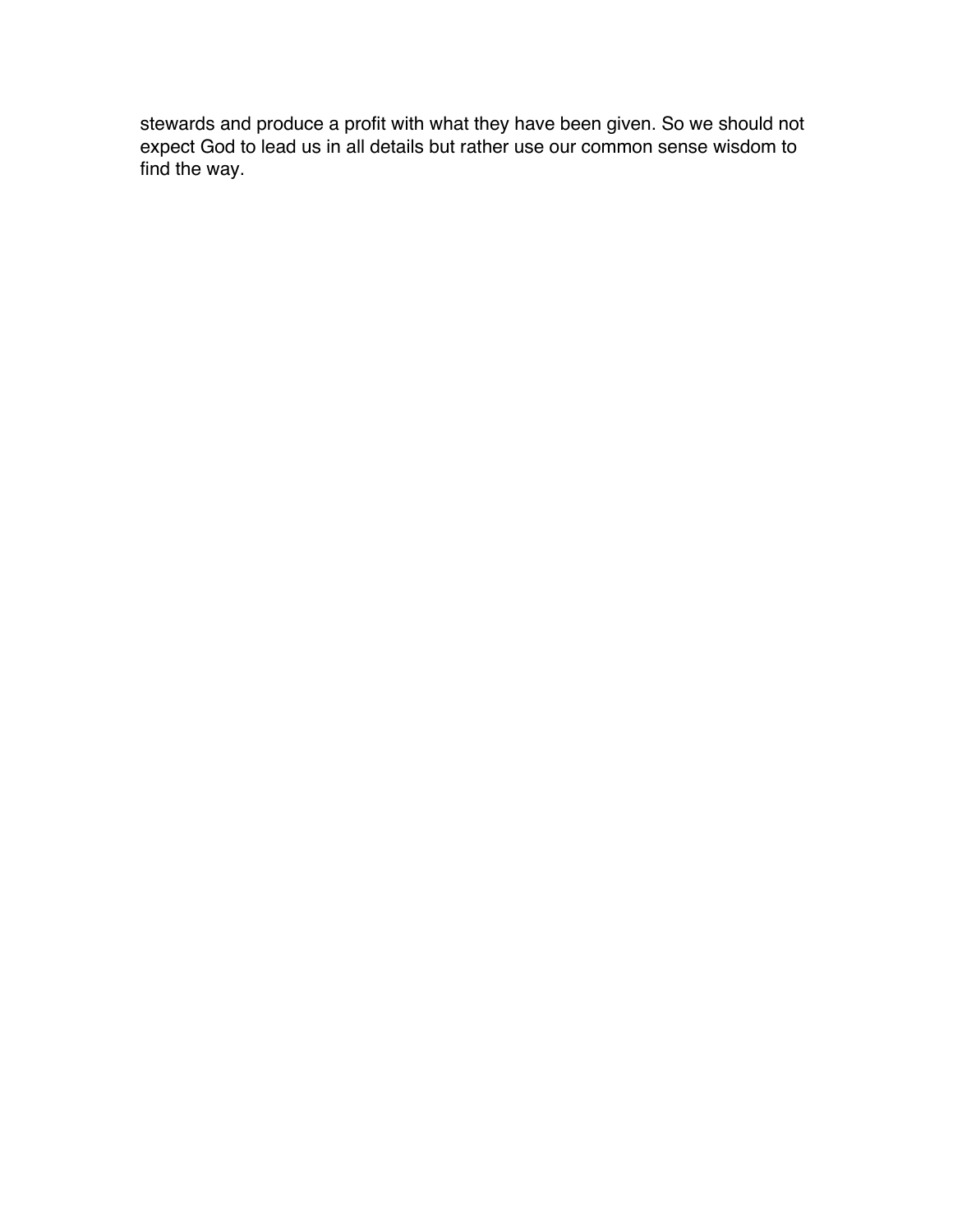stewards and produce a profit with what they have been given. So we should not expect God to lead us in all details but rather use our common sense wisdom to find the way.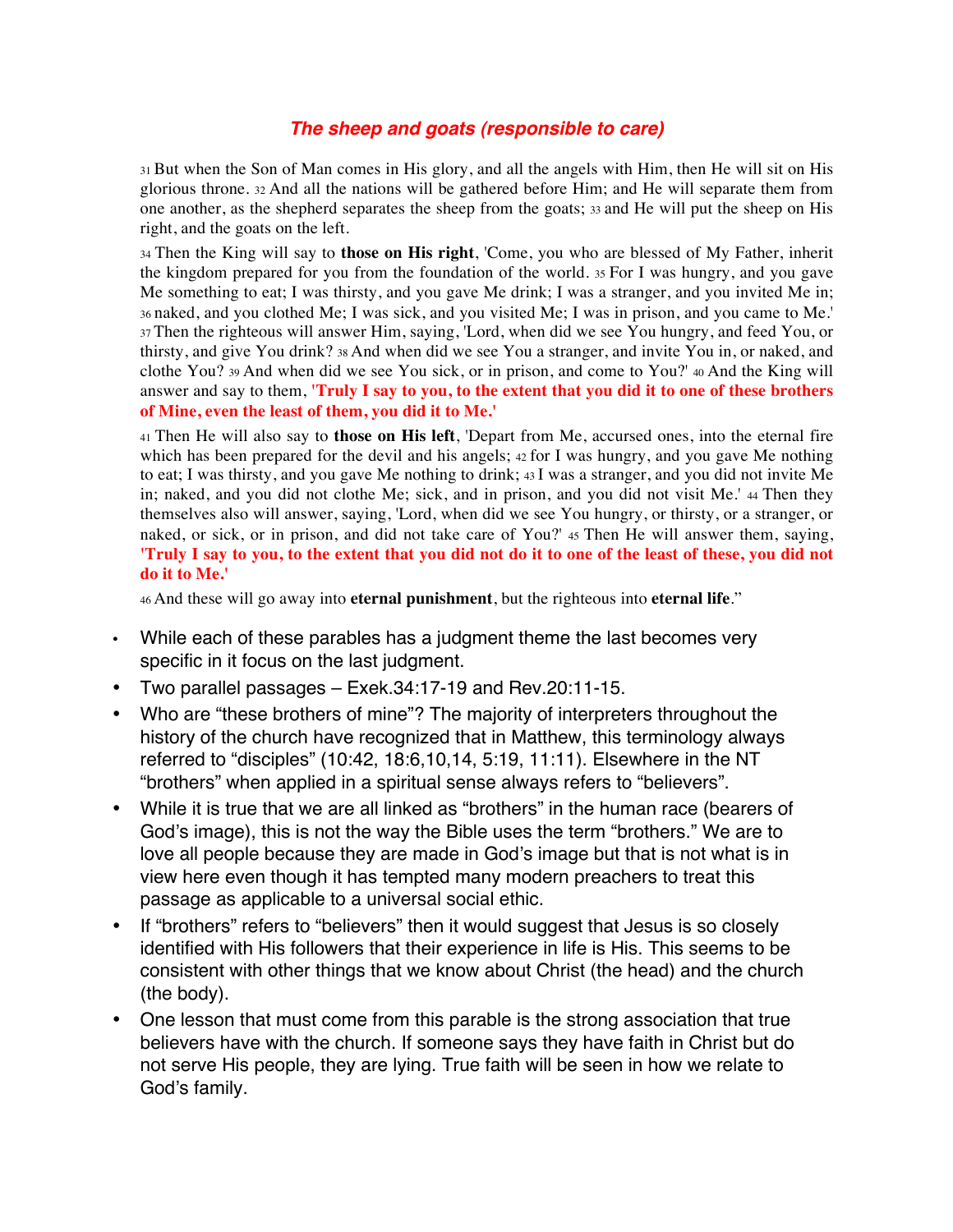## ***The sheep and goats (responsible to care)***

31 But when the Son of Man comes in His glory, and all the angels with Him, then He will sit on His glorious throne. 32 And all the nations will be gathered before Him; and He will separate them from one another, as the shepherd separates the sheep from the goats; 33 and He will put the sheep on His right, and the goats on the left.

34 Then the King will say to **those on His right**, 'Come, you who are blessed of My Father, inherit the kingdom prepared for you from the foundation of the world. 35 For I was hungry, and you gave Me something to eat; I was thirsty, and you gave Me drink; I was a stranger, and you invited Me in; 36 naked, and you clothed Me; I was sick, and you visited Me; I was in prison, and you came to Me.' 37 Then the righteous will answer Him, saying, 'Lord, when did we see You hungry, and feed You, or thirsty, and give You drink? 38 And when did we see You a stranger, and invite You in, or naked, and clothe You? 39 And when did we see You sick, or in prison, and come to You?' 40 And the King will answer and say to them, **'Truly I say to you, to the extent that you did it to one of these brothers of Mine, even the least of them, you did it to Me.'**

41 Then He will also say to **those on His left**, 'Depart from Me, accursed ones, into the eternal fire which has been prepared for the devil and his angels; 42 for I was hungry, and you gave Me nothing to eat; I was thirsty, and you gave Me nothing to drink; 43 I was a stranger, and you did not invite Me in; naked, and you did not clothe Me; sick, and in prison, and you did not visit Me.' 44 Then they themselves also will answer, saying, 'Lord, when did we see You hungry, or thirsty, or a stranger, or naked, or sick, or in prison, and did not take care of You?' 45 Then He will answer them, saying, **'Truly I say to you, to the extent that you did not do it to one of the least of these, you did not do it to Me.'**

46 And these will go away into **eternal punishment**, but the righteous into **eternal life**."

- While each of these parables has a judgment theme the last becomes very specific in it focus on the last judgment.
- Two parallel passages – Exek.34:17-19 and Rev.20:11-15.
- Who are "these brothers of mine"? The majority of interpreters throughout the history of the church have recognized that in Matthew, this terminology always referred to "disciples" (10:42, 18:6,10,14, 5:19, 11:11). Elsewhere in the NT "brothers" when applied in a spiritual sense always refers to "believers".
- While it is true that we are all linked as "brothers" in the human race (bearers of God's image), this is not the way the Bible uses the term "brothers." We are to love all people because they are made in God's image but that is not what is in view here even though it has tempted many modern preachers to treat this passage as applicable to a universal social ethic.
- If "brothers" refers to "believers" then it would suggest that Jesus is so closely identified with His followers that their experience in life is His. This seems to be consistent with other things that we know about Christ (the head) and the church (the body).
- One lesson that must come from this parable is the strong association that true believers have with the church. If someone says they have faith in Christ but do not serve His people, they are lying. True faith will be seen in how we relate to God's family.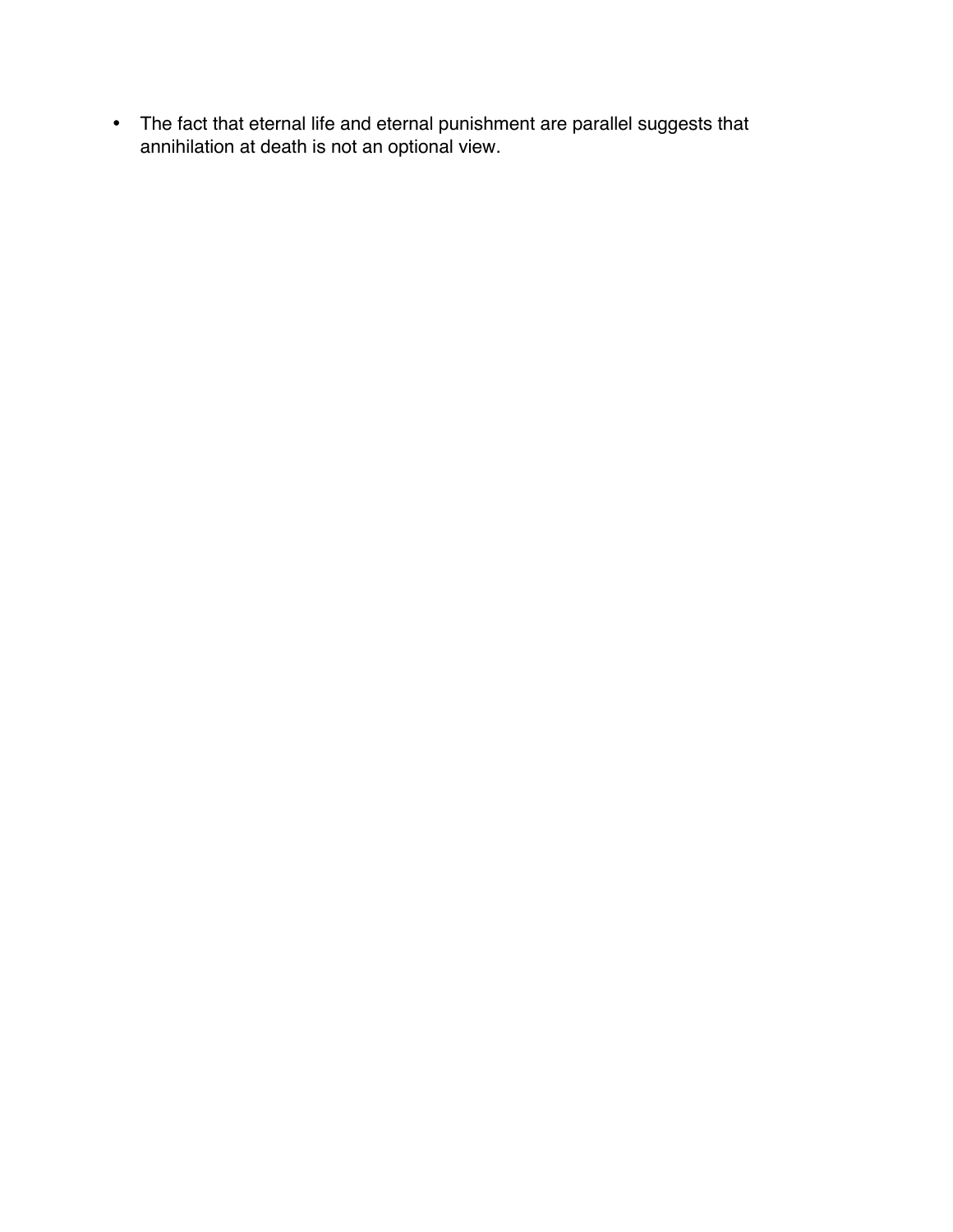- The fact that eternal life and eternal punishment are parallel suggests that annihilation at death is not an optional view.